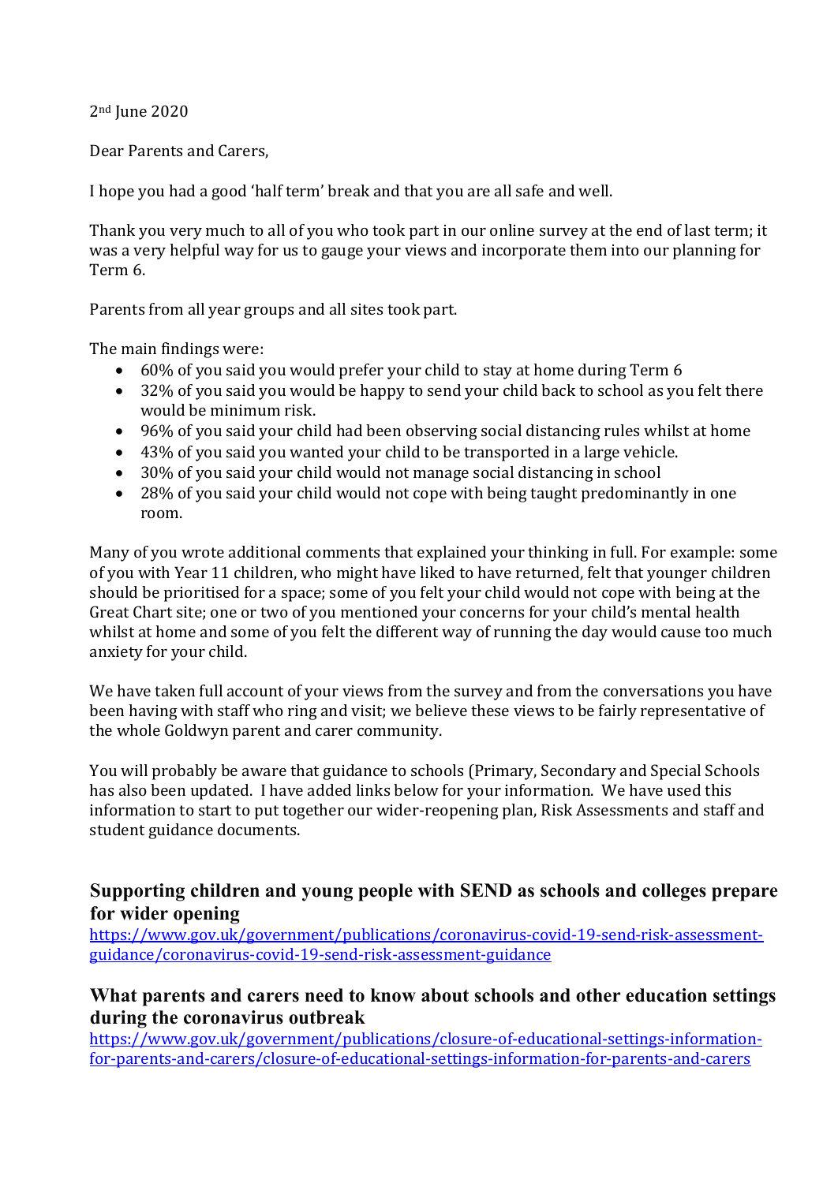2nd June 2020

Dear Parents and Carers,

I hope you had a good 'half term' break and that you are all safe and well.

Thank you very much to all of you who took part in our online survey at the end of last term; it was a very helpful way for us to gauge your views and incorporate them into our planning for Term 6.

Parents from all year groups and all sites took part.

The main findings were:

- 60% of you said you would prefer your child to stay at home during Term 6
- 32% of you said you would be happy to send your child back to school as you felt there would be minimum risk.
- 96% of you said your child had been observing social distancing rules whilst at home
- 43% of you said you wanted your child to be transported in a large vehicle.
- 30% of you said your child would not manage social distancing in school
- 28% of you said your child would not cope with being taught predominantly in one room.

Many of you wrote additional comments that explained your thinking in full. For example: some of you with Year 11 children, who might have liked to have returned, felt that younger children should be prioritised for a space; some of you felt your child would not cope with being at the Great Chart site; one or two of you mentioned your concerns for your child's mental health whilst at home and some of you felt the different way of running the day would cause too much anxiety for your child.

We have taken full account of your views from the survey and from the conversations you have been having with staff who ring and visit; we believe these views to be fairly representative of the whole Goldwyn parent and carer community.

You will probably be aware that guidance to schools (Primary, Secondary and Special Schools has also been updated. I have added links below for your information. We have used this information to start to put together our wider-reopening plan, Risk Assessments and staff and student guidance documents.

## Supporting children and young people with SEND as schools and colleges prepare for wider opening

https://www.gov.uk/government/publications/coronavirus-covid-19-send-risk-assessment-guidance/coronavirus-covid-19-send-risk-assessment-guidance

## What parents and carers need to know about schools and other education settings during the coronavirus outbreak

https://www.gov.uk/government/publications/closure-of-educational-settings-information-for-parents-and-carers/closure-of-educational-settings-information-for-parents-and-carers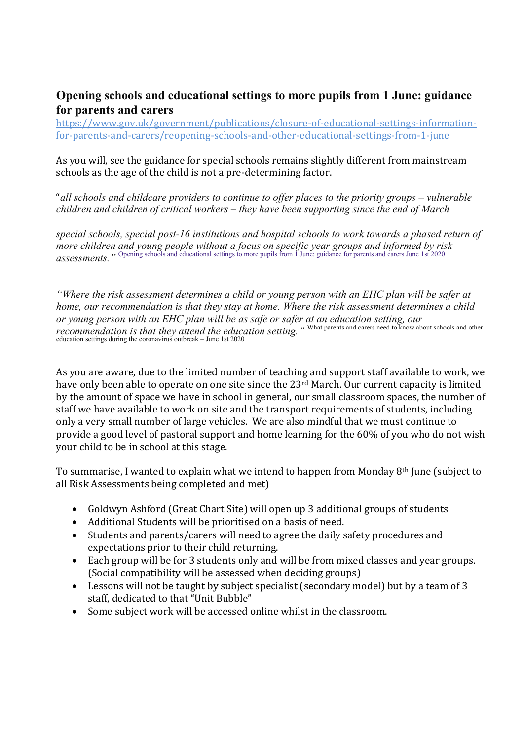## Opening schools and educational settings to more pupils from 1 June: guidance for parents and carers

https://www.gov.uk/government/publications/closure-of-educational-settings-information-for-parents-and-carers/reopening-schools-and-other-educational-settings-from-1-june

As you will, see the guidance for special schools remains slightly different from mainstream schools as the age of the child is not a pre-determining factor.

"*all schools and childcare providers to continue to offer places to the priority groups – vulnerable children and children of critical workers – they have been supporting since the end of March*

*special schools, special post-16 institutions and hospital schools to work towards a phased return of more children and young people without a focus on specific year groups and informed by risk assessments.*" Opening schools and educational settings to more pupils from 1 June: guidance for parents and carers June 1st 2020

"*Where the risk assessment determines a child or young person with an EHC plan will be safer at home, our recommendation is that they stay at home. Where the risk assessment determines a child or young person with an EHC plan will be as safe or safer at an education setting, our recommendation is that they attend the education setting.*" What parents and carers need to know about schools and other education settings during the coronavirus outbreak – June 1st 2020

As you are aware, due to the limited number of teaching and support staff available to work, we have only been able to operate on one site since the 23rd March. Our current capacity is limited by the amount of space we have in school in general, our small classroom spaces, the number of staff we have available to work on site and the transport requirements of students, including only a very small number of large vehicles. We are also mindful that we must continue to provide a good level of pastoral support and home learning for the 60% of you who do not wish your child to be in school at this stage.

To summarise, I wanted to explain what we intend to happen from Monday 8th June (subject to all Risk Assessments being completed and met)

- Goldwyn Ashford (Great Chart Site) will open up 3 additional groups of students
- Additional Students will be prioritised on a basis of need.
- Students and parents/carers will need to agree the daily safety procedures and expectations prior to their child returning.
- Each group will be for 3 students only and will be from mixed classes and year groups. (Social compatibility will be assessed when deciding groups)
- Lessons will not be taught by subject specialist (secondary model) but by a team of 3 staff, dedicated to that "Unit Bubble"
- Some subject work will be accessed online whilst in the classroom.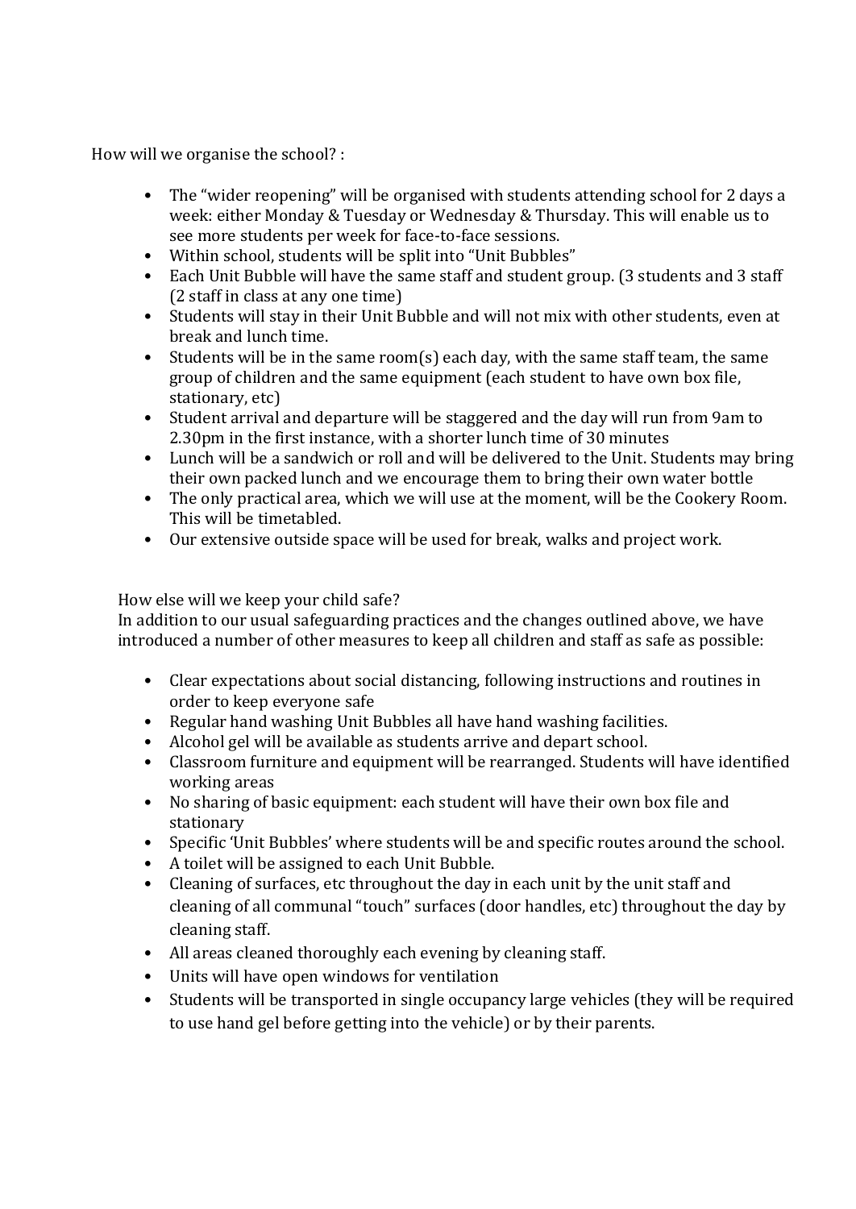How will we organise the school? :

- The “wider reopening” will be organised with students attending school for 2 days a week: either Monday & Tuesday or Wednesday & Thursday. This will enable us to see more students per week for face-to-face sessions.
- Within school, students will be split into “Unit Bubbles”
- Each Unit Bubble will have the same staff and student group. (3 students and 3 staff (2 staff in class at any one time)
- Students will stay in their Unit Bubble and will not mix with other students, even at break and lunch time.
- Students will be in the same room(s) each day, with the same staff team, the same group of children and the same equipment (each student to have own box file, stationary, etc)
- Student arrival and departure will be staggered and the day will run from 9am to 2.30pm in the first instance, with a shorter lunch time of 30 minutes
- Lunch will be a sandwich or roll and will be delivered to the Unit. Students may bring their own packed lunch and we encourage them to bring their own water bottle
- The only practical area, which we will use at the moment, will be the Cookery Room. This will be timetabled.
- Our extensive outside space will be used for break, walks and project work.

How else will we keep your child safe?
In addition to our usual safeguarding practices and the changes outlined above, we have introduced a number of other measures to keep all children and staff as safe as possible:

- Clear expectations about social distancing, following instructions and routines in order to keep everyone safe
- Regular hand washing Unit Bubbles all have hand washing facilities.
- Alcohol gel will be available as students arrive and depart school.
- Classroom furniture and equipment will be rearranged. Students will have identified working areas
- No sharing of basic equipment: each student will have their own box file and stationary
- Specific ‘Unit Bubbles’ where students will be and specific routes around the school.
- A toilet will be assigned to each Unit Bubble.
- Cleaning of surfaces, etc throughout the day in each unit by the unit staff and cleaning of all communal “touch” surfaces (door handles, etc) throughout the day by cleaning staff.
- All areas cleaned thoroughly each evening by cleaning staff.
- Units will have open windows for ventilation
- Students will be transported in single occupancy large vehicles (they will be required to use hand gel before getting into the vehicle) or by their parents.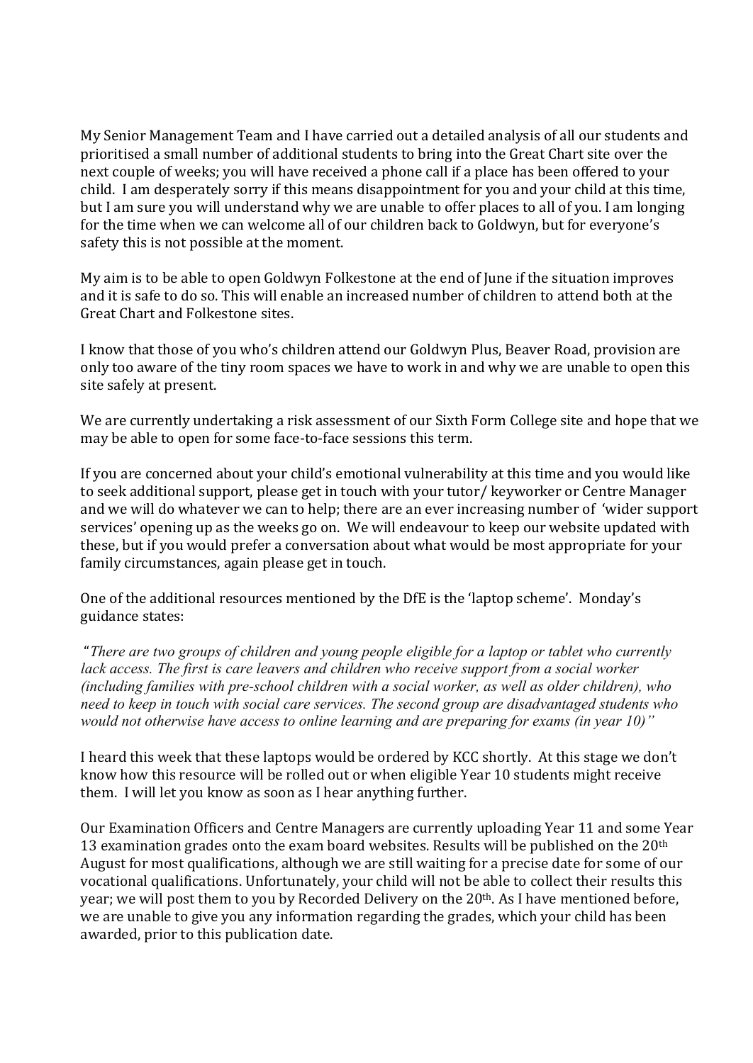My Senior Management Team and I have carried out a detailed analysis of all our students and prioritised a small number of additional students to bring into the Great Chart site over the next couple of weeks; you will have received a phone call if a place has been offered to your child. I am desperately sorry if this means disappointment for you and your child at this time, but I am sure you will understand why we are unable to offer places to all of you. I am longing for the time when we can welcome all of our children back to Goldwyn, but for everyone's safety this is not possible at the moment.

My aim is to be able to open Goldwyn Folkestone at the end of June if the situation improves and it is safe to do so. This will enable an increased number of children to attend both at the Great Chart and Folkestone sites.

I know that those of you who's children attend our Goldwyn Plus, Beaver Road, provision are only too aware of the tiny room spaces we have to work in and why we are unable to open this site safely at present.

We are currently undertaking a risk assessment of our Sixth Form College site and hope that we may be able to open for some face-to-face sessions this term.

If you are concerned about your child's emotional vulnerability at this time and you would like to seek additional support, please get in touch with your tutor/ keyworker or Centre Manager and we will do whatever we can to help; there are an ever increasing number of 'wider support services' opening up as the weeks go on. We will endeavour to keep our website updated with these, but if you would prefer a conversation about what would be most appropriate for your family circumstances, again please get in touch.

One of the additional resources mentioned by the DfE is the 'laptop scheme'. Monday's guidance states:

*"There are two groups of children and young people eligible for a laptop or tablet who currently lack access. The first is care leavers and children who receive support from a social worker (including families with pre-school children with a social worker, as well as older children), who need to keep in touch with social care services. The second group are disadvantaged students who would not otherwise have access to online learning and are preparing for exams (in year 10)"*

I heard this week that these laptops would be ordered by KCC shortly. At this stage we don't know how this resource will be rolled out or when eligible Year 10 students might receive them. I will let you know as soon as I hear anything further.

Our Examination Officers and Centre Managers are currently uploading Year 11 and some Year 13 examination grades onto the exam board websites. Results will be published on the 20th August for most qualifications, although we are still waiting for a precise date for some of our vocational qualifications. Unfortunately, your child will not be able to collect their results this year; we will post them to you by Recorded Delivery on the 20th. As I have mentioned before, we are unable to give you any information regarding the grades, which your child has been awarded, prior to this publication date.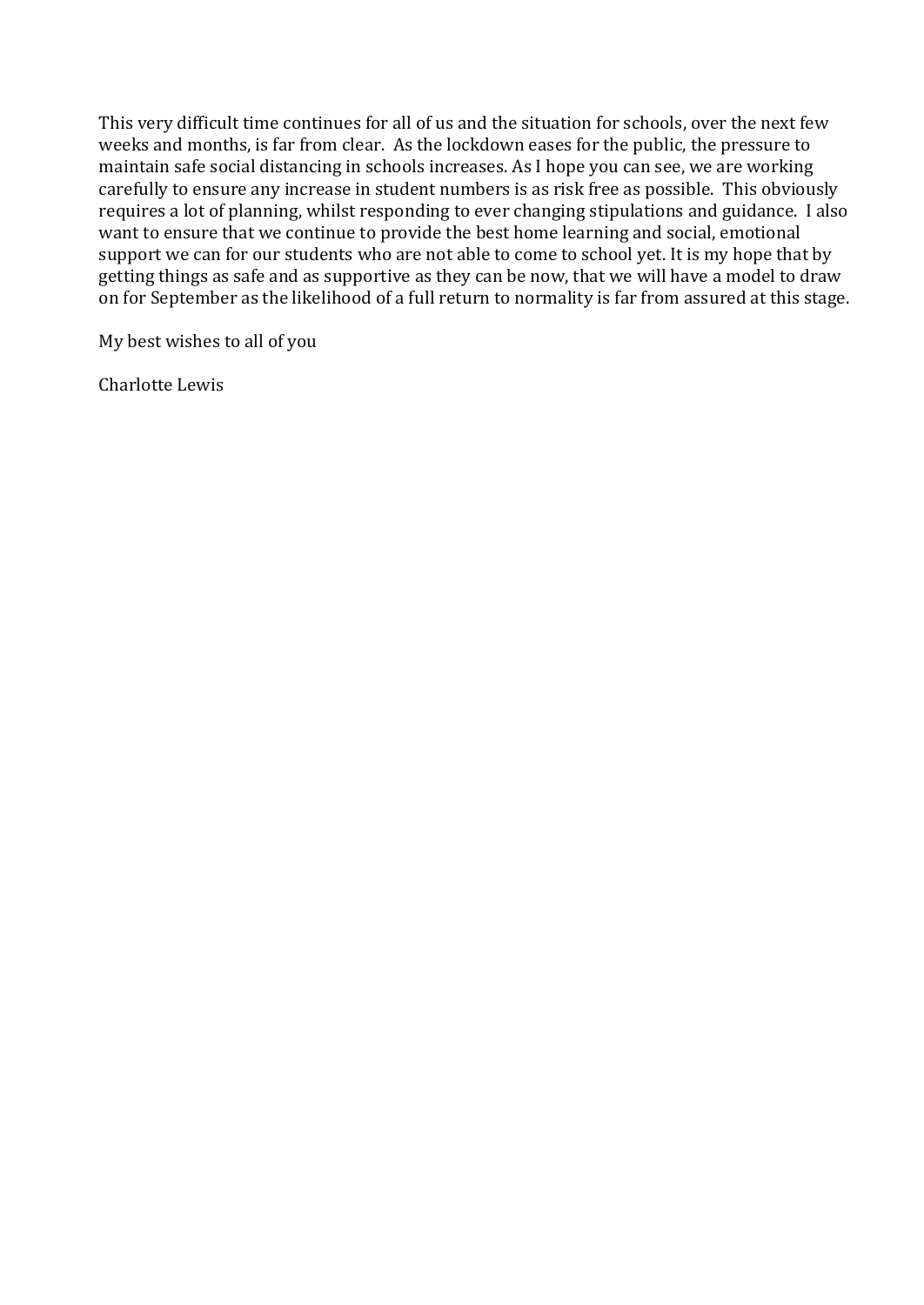This very difficult time continues for all of us and the situation for schools, over the next few weeks and months, is far from clear. As the lockdown eases for the public, the pressure to maintain safe social distancing in schools increases. As I hope you can see, we are working carefully to ensure any increase in student numbers is as risk free as possible. This obviously requires a lot of planning, whilst responding to ever changing stipulations and guidance. I also want to ensure that we continue to provide the best home learning and social, emotional support we can for our students who are not able to come to school yet. It is my hope that by getting things as safe and as supportive as they can be now, that we will have a model to draw on for September as the likelihood of a full return to normality is far from assured at this stage.

My best wishes to all of you

Charlotte Lewis